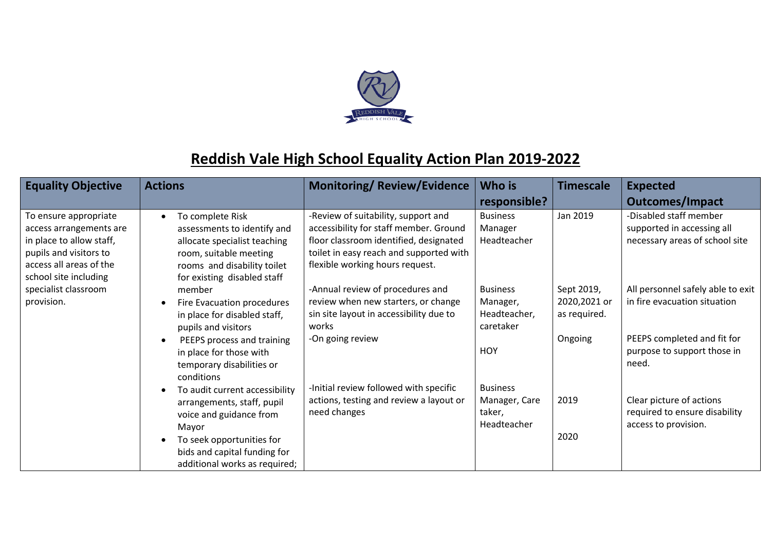# Reddish Vale High School Equality Action Plan 2019-2022

| Equality Objective | Actions | Monitoring/ Review/Evidence | Who is responsible? | Timescale | Expected Outcomes/Impact |
|---|---|---|---|---|---|
| To ensure appropriate access arrangements are in place to allow staff, pupils and visitors to access all areas of the school site including specialist classroom provision. | • To complete Risk assessments to identify and allocate specialist teaching room, suitable meeting rooms and disability toilet for existing disabled staff member | -Review of suitability, support and accessibility for staff member. Ground floor classroom identified, designated toilet in easy reach and supported with flexible working hours request. | Business Manager Headteacher | Jan 2019 | -Disabled staff member supported in accessing all necessary areas of school site |
| | • Fire Evacuation procedures in place for disabled staff, pupils and visitors | -Annual review of procedures and review when new starters, or change sin site layout in accessibility due to works | Business Manager, Headteacher, caretaker | Sept 2019, 2020,2021 or as required. | All personnel safely able to exit in fire evacuation situation |
| | • PEEPS process and training in place for those with temporary disabilities or conditions | -On going review | HOY | Ongoing | PEEPS completed and fit for purpose to support those in need. |
| | • To audit current accessibility arrangements, staff, pupil voice and guidance from Mayor | -Initial review followed with specific actions, testing and review a layout or need changes | Business Manager, Care taker, Headteacher | 2019 | Clear picture of actions required to ensure disability access to provision. |
| | • To seek opportunities for bids and capital funding for additional works as required; | | | 2020 | |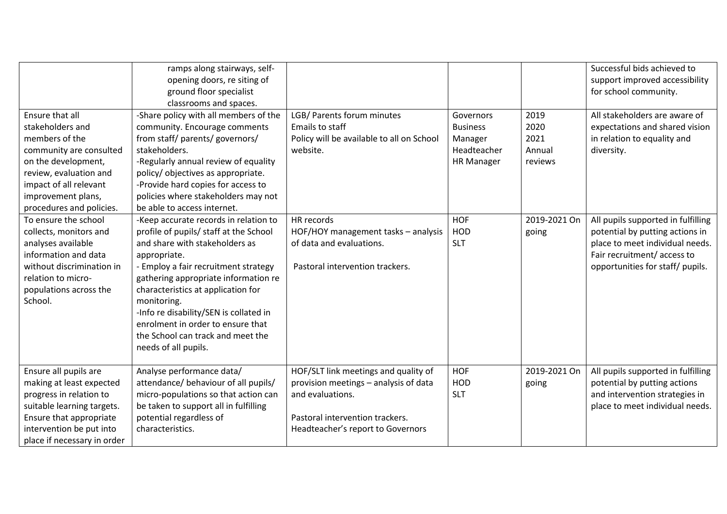| | | | | | |
|---|---|---|---|---|---|
| | ramps along stairways, self-opening doors, re siting of ground floor specialist classrooms and spaces. | | | | Successful bids achieved to support improved accessibility for school community. |
| Ensure that all stakeholders and members of the community are consulted on the development, review, evaluation and impact of all relevant improvement plans, procedures and policies. | -Share policy with all members of the community. Encourage comments from staff/ parents/ governors/ stakeholders.<br>-Regularly annual review of equality policy/ objectives as appropriate.<br>-Provide hard copies for access to policies where stakeholders may not be able to access internet. | LGB/ Parents forum minutes<br>Emails to staff<br>Policy will be available to all on School website. | Governors<br>Business Manager<br>Headteacher<br>HR Manager | 2019<br>2020<br>2021<br>Annual reviews | All stakeholders are aware of expectations and shared vision in relation to equality and diversity. |
| To ensure the school collects, monitors and analyses available information and data without discrimination in relation to micro-populations across the School. | -Keep accurate records in relation to profile of pupils/ staff at the School and share with stakeholders as appropriate.<br>- Employ a fair recruitment strategy gathering appropriate information re characteristics at application for monitoring.<br>-Info re disability/SEN is collated in enrolment in order to ensure that the School can track and meet the needs of all pupils. | HR records<br>HOF/HOY management tasks – analysis of data and evaluations.<br><br>Pastoral intervention trackers. | HOF<br>HOD<br>SLT | 2019-2021 On going | All pupils supported in fulfilling potential by putting actions in place to meet individual needs. Fair recruitment/ access to opportunities for staff/ pupils. |
| Ensure all pupils are making at least expected progress in relation to suitable learning targets. Ensure that appropriate intervention be put into place if necessary in order | Analyse performance data/ attendance/ behaviour of all pupils/ micro-populations so that action can be taken to support all in fulfilling potential regardless of characteristics. | HOF/SLT link meetings and quality of provision meetings – analysis of data and evaluations.<br><br>Pastoral intervention trackers.<br>Headteacher's report to Governors | HOF<br>HOD<br>SLT | 2019-2021 On going | All pupils supported in fulfilling potential by putting actions and intervention strategies in place to meet individual needs. |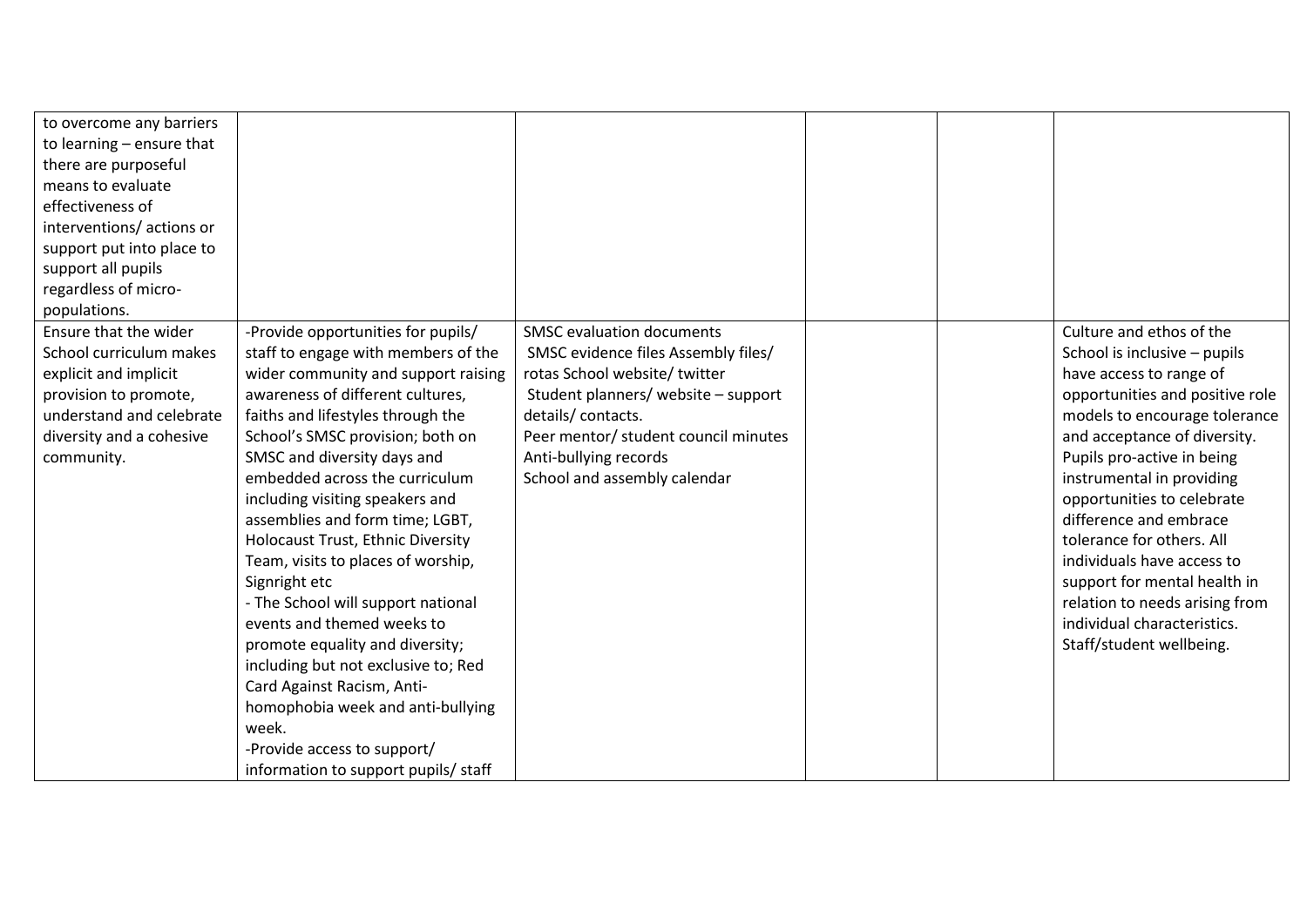| | | | | | |
|---|---|---|---|---|---|
| to overcome any barriers to learning – ensure that there are purposeful means to evaluate effectiveness of interventions/ actions or support put into place to support all pupils regardless of micro-populations. | | | | | |
| Ensure that the wider School curriculum makes explicit and implicit provision to promote, understand and celebrate diversity and a cohesive community. | -Provide opportunities for pupils/ staff to engage with members of the wider community and support raising awareness of different cultures, faiths and lifestyles through the School's SMSC provision; both on SMSC and diversity days and embedded across the curriculum including visiting speakers and assemblies and form time; LGBT, Holocaust Trust, Ethnic Diversity Team, visits to places of worship, Signright etc<br>- The School will support national events and themed weeks to promote equality and diversity; including but not exclusive to; Red Card Against Racism, Anti-homophobia week and anti-bullying week.<br>-Provide access to support/ information to support pupils/ staff | SMSC evaluation documents<br>SMSC evidence files Assembly files/ rotas School website/ twitter<br>Student planners/ website – support details/ contacts.<br>Peer mentor/ student council minutes<br>Anti-bullying records<br>School and assembly calendar | | | Culture and ethos of the School is inclusive – pupils have access to range of opportunities and positive role models to encourage tolerance and acceptance of diversity. Pupils pro-active in being instrumental in providing opportunities to celebrate difference and embrace tolerance for others. All individuals have access to support for mental health in relation to needs arising from individual characteristics. Staff/student wellbeing. |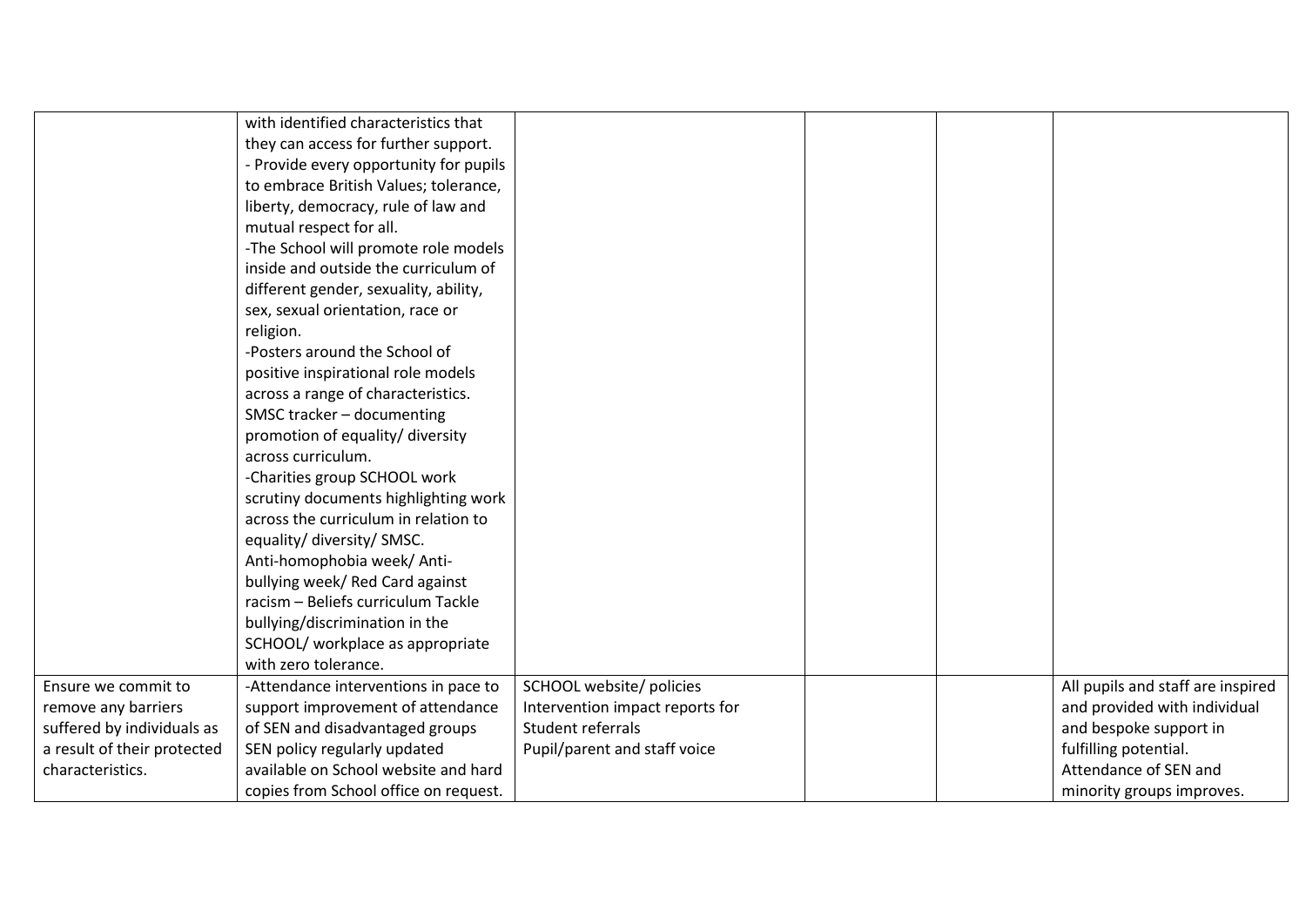| | | | | | |
|---|---|---|---|---|---|
| | with identified characteristics that they can access for further support.<br>- Provide every opportunity for pupils to embrace British Values; tolerance, liberty, democracy, rule of law and mutual respect for all.<br>-The School will promote role models inside and outside the curriculum of different gender, sexuality, ability, sex, sexual orientation, race or religion.<br>-Posters around the School of positive inspirational role models across a range of characteristics.<br>SMSC tracker – documenting promotion of equality/ diversity across curriculum.<br>-Charities group SCHOOL work scrutiny documents highlighting work across the curriculum in relation to equality/ diversity/ SMSC.<br>Anti-homophobia week/ Anti-bullying week/ Red Card against racism – Beliefs curriculum Tackle bullying/discrimination in the SCHOOL/ workplace as appropriate with zero tolerance. | | | | |
| Ensure we commit to remove any barriers suffered by individuals as a result of their protected characteristics. | -Attendance interventions in pace to support improvement of attendance of SEN and disadvantaged groups<br>SEN policy regularly updated available on School website and hard copies from School office on request. | SCHOOL website/ policies<br>Intervention impact reports for Student referrals<br>Pupil/parent and staff voice | | | All pupils and staff are inspired and provided with individual and bespoke support in fulfilling potential.<br>Attendance of SEN and minority groups improves. |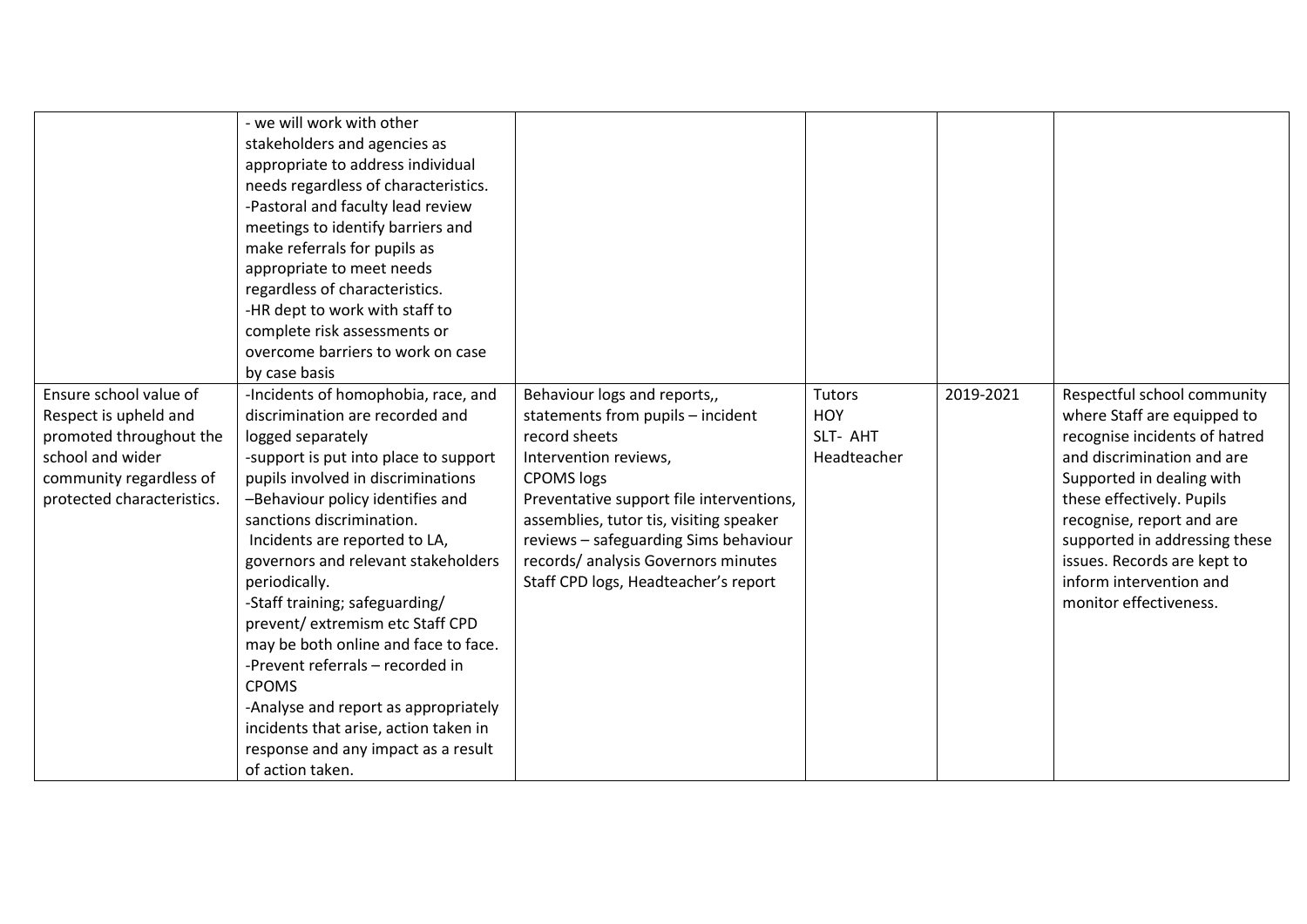| | | | | | |
|---|---|---|---|---|---|
| | - we will work with other stakeholders and agencies as appropriate to address individual needs regardless of characteristics.<br>-Pastoral and faculty lead review meetings to identify barriers and make referrals for pupils as appropriate to meet needs regardless of characteristics.<br>-HR dept to work with staff to complete risk assessments or overcome barriers to work on case by case basis | | | | |
| Ensure school value of Respect is upheld and promoted throughout the school and wider community regardless of protected characteristics. | -Incidents of homophobia, race, and discrimination are recorded and logged separately<br>-support is put into place to support pupils involved in discriminations<br>–Behaviour policy identifies and sanctions discrimination.<br>Incidents are reported to LA, governors and relevant stakeholders periodically.<br>-Staff training; safeguarding/ prevent/ extremism etc Staff CPD may be both online and face to face.<br>-Prevent referrals – recorded in CPOMS<br>-Analyse and report as appropriately incidents that arise, action taken in response and any impact as a result of action taken. | Behaviour logs and reports,, statements from pupils – incident record sheets<br>Intervention reviews,<br>CPOMS logs<br>Preventative support file interventions, assemblies, tutor tis, visiting speaker reviews – safeguarding Sims behaviour records/ analysis Governors minutes Staff CPD logs, Headteacher's report | Tutors<br>HOY<br>SLT- AHT<br>Headteacher | 2019-2021 | Respectful school community where Staff are equipped to recognise incidents of hatred and discrimination and are Supported in dealing with these effectively. Pupils recognise, report and are supported in addressing these issues. Records are kept to inform intervention and monitor effectiveness. |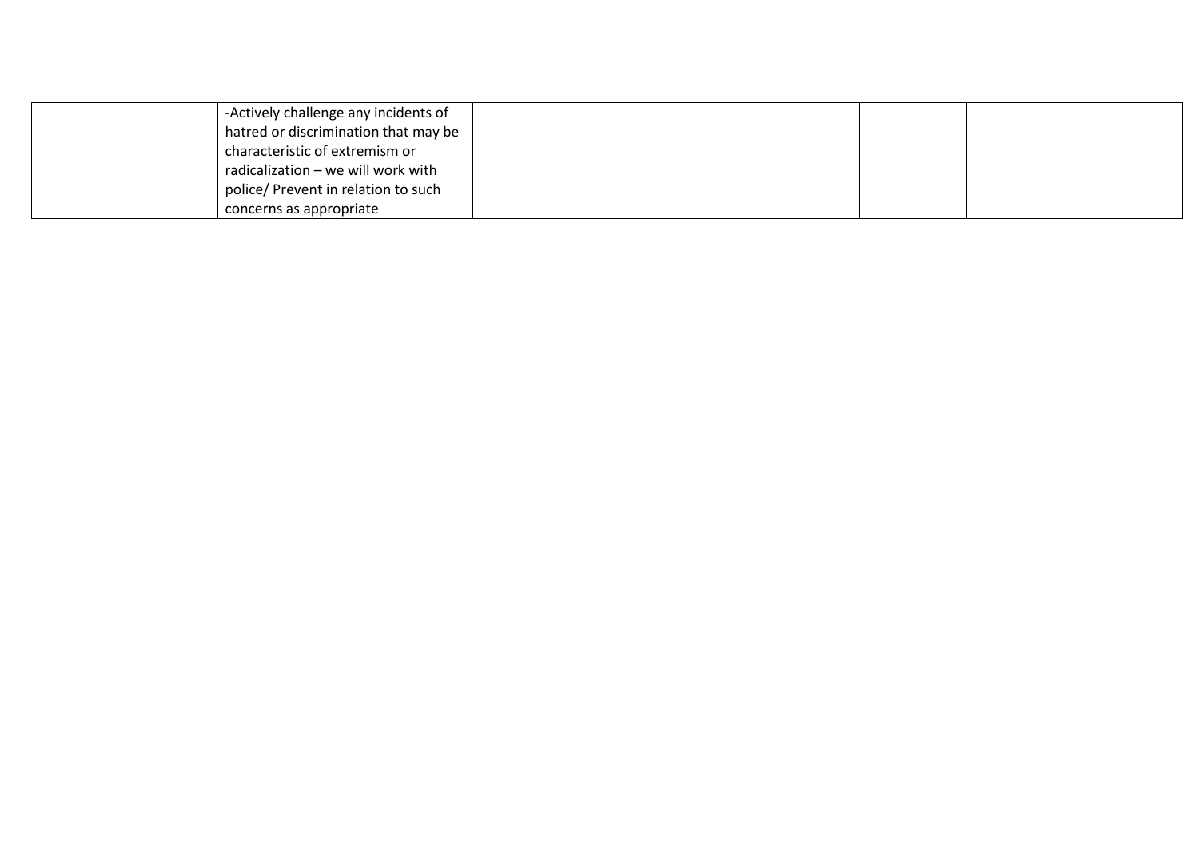| | | | | | |
|---|---|---|---|---|---|
| | -Actively challenge any incidents of hatred or discrimination that may be characteristic of extremism or radicalization – we will work with police/ Prevent in relation to such concerns as appropriate | | | | |